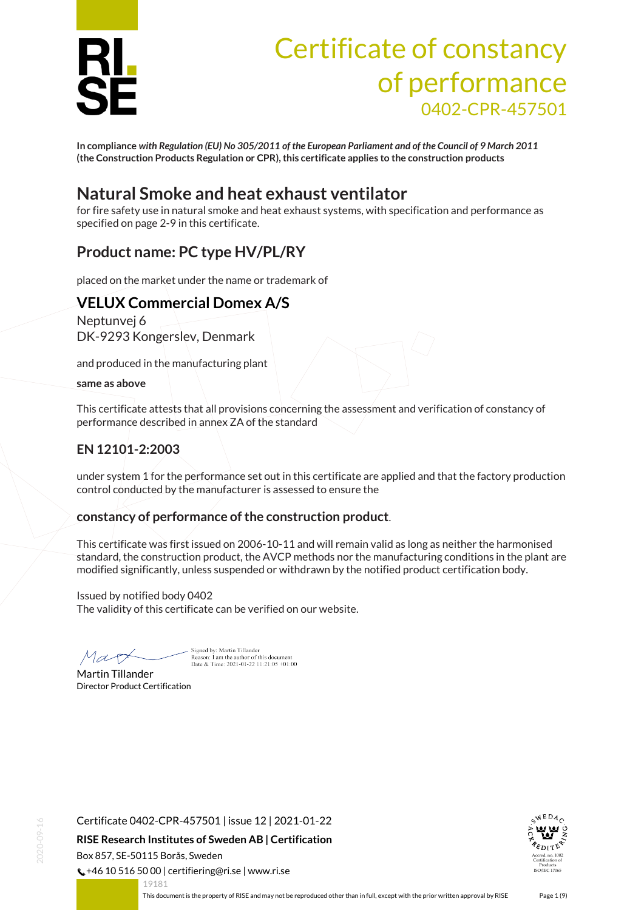# Certificate of constancy of performance

0402-CPR-457501

**In compliance** ***with Regulation (EU) No 305/2011 of the European Parliament and of the Council of 9 March 2011*** **(the Construction Products Regulation or CPR), this certificate applies to the construction products**

## Natural Smoke and heat exhaust ventilator

for fire safety use in natural smoke and heat exhaust systems, with specification and performance as specified on page 2-9 in this certificate.

## Product name: PC type HV/PL/RY

placed on the market under the name or trademark of

## VELUX Commercial Domex A/S

Neptunvej 6
DK-9293 Kongerslev, Denmark

and produced in the manufacturing plant

**same as above**

This certificate attests that all provisions concerning the assessment and verification of constancy of performance described in annex ZA of the standard

## EN 12101-2:2003

under system 1 for the performance set out in this certificate are applied and that the factory production control conducted by the manufacturer is assessed to ensure the

### constancy of performance of the construction product.

This certificate was first issued on 2006-10-11 and will remain valid as long as neither the harmonised standard, the construction product, the AVCP methods nor the manufacturing conditions in the plant are modified significantly, unless suspended or withdrawn by the notified product certification body.

Issued by notified body 0402
The validity of this certificate can be verified on our website.

Signed by: Martin Tillander
Reason: I am the author of this document
Date & Time: 2021-01-22 11:21:05 +01:00

Martin Tillander
Director Product Certification

Certificate 0402-CPR-457501 | issue 12 | 2021-01-22

**RISE Research Institutes of Sweden AB | Certification**

Box 857, SE-50115 Borås, Sweden
+46 10 516 50 00 | certifiering@ri.se | www.ri.se

This document is the property of RISE and may not be reproduced other than in full, except with the prior written approval by RISE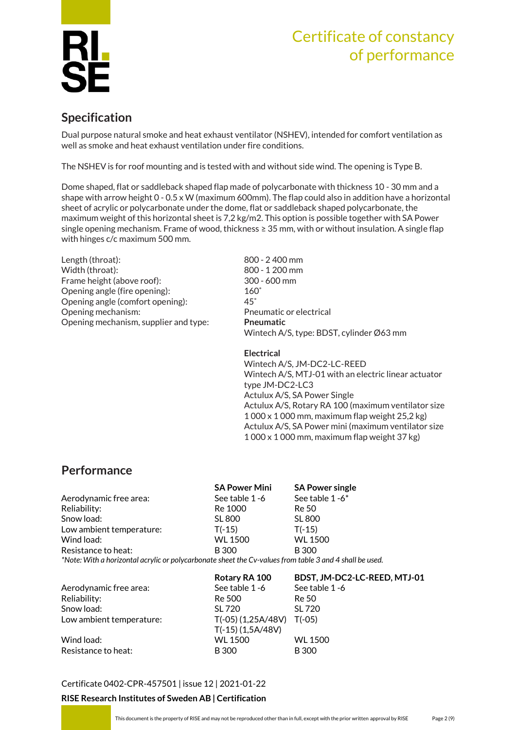# Certificate of constancy of performance

## Specification

Dual purpose natural smoke and heat exhaust ventilator (NSHEV), intended for comfort ventilation as well as smoke and heat exhaust ventilation under fire conditions.

The NSHEV is for roof mounting and is tested with and without side wind. The opening is Type B.

Dome shaped, flat or saddleback shaped flap made of polycarbonate with thickness 10 - 30 mm and a shape with arrow height 0 - 0.5 x W (maximum 600mm). The flap could also in addition have a horizontal sheet of acrylic or polycarbonate under the dome, flat or saddleback shaped polycarbonate, the maximum weight of this horizontal sheet is 7,2 kg/m2. This option is possible together with SA Power single opening mechanism. Frame of wood, thickness ≥ 35 mm, with or without insulation. A single flap with hinges c/c maximum 500 mm.

| | |
|---|---|
| Length (throat): | 800 - 2 400 mm |
| Width (throat): | 800 - 1 200 mm |
| Frame height (above roof): | 300 - 600 mm |
| Opening angle (fire opening): | 160˚ |
| Opening angle (comfort opening): | 45˚ |
| Opening mechanism: | Pneumatic or electrical |
| Opening mechanism, supplier and type: | **Pneumatic**<br>Wintech A/S, type: BDST, cylinder Ø63 mm<br><br>**Electrical**<br>Wintech A/S, JM-DC2-LC-REED<br>Wintech A/S, MTJ-01 with an electric linear actuator type JM-DC2-LC3<br>Actulux A/S, SA Power Single<br>Actulux A/S, Rotary RA 100 (maximum ventilator size 1 000 x 1 000 mm, maximum flap weight 25,2 kg)<br>Actulux A/S, SA Power mini (maximum ventilator size 1 000 x 1 000 mm, maximum flap weight 37 kg) |

## Performance

| | **SA Power Mini** | **SA Power single** |
|---|---|---|
| Aerodynamic free area: | See table 1 -6 | See table 1 -6* |
| Reliability: | Re 1000 | Re 50 |
| Snow load: | SL 800 | SL 800 |
| Low ambient temperature: | T(-15) | T(-15) |
| Wind load: | WL 1500 | WL 1500 |
| Resistance to heat: | B 300 | B 300 |

*\*Note: With a horizontal acrylic or polycarbonate sheet the Cv-values from table 3 and 4 shall be used.*

| | **Rotary RA 100** | **BDST, JM-DC2-LC-REED, MTJ-01** |
|---|---|---|
| Aerodynamic free area: | See table 1 -6 | See table 1 -6 |
| Reliability: | Re 500 | Re 50 |
| Snow load: | SL 720 | SL 720 |
| Low ambient temperature: | T(-05) (1,25A/48V)<br>T(-15) (1,5A/48V) | T(-05) |
| Wind load: | WL 1500 | WL 1500 |
| Resistance to heat: | B 300 | B 300 |

Certificate 0402-CPR-457501 | issue 12 | 2021-01-22

**RISE Research Institutes of Sweden AB | Certification**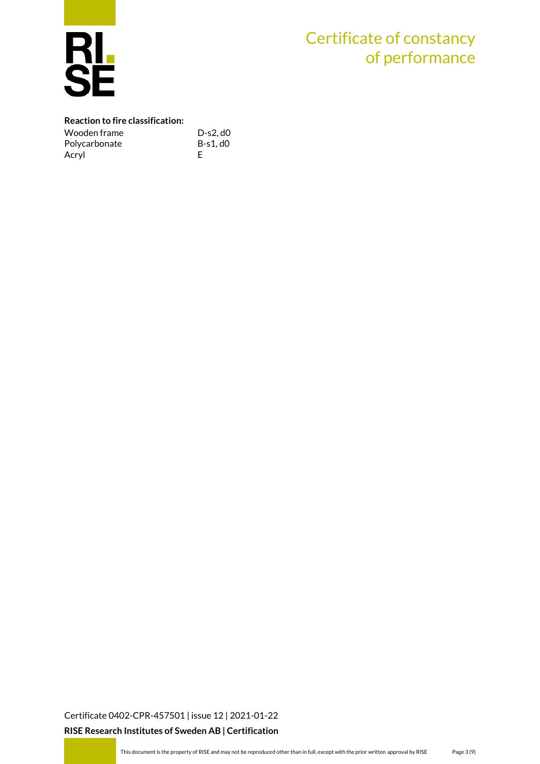**Reaction to fire classification:**

| | |
|---|---|
| Wooden frame | D-s2, d0 |
| Polycarbonate | B-s1, d0 |
| Acryl | E |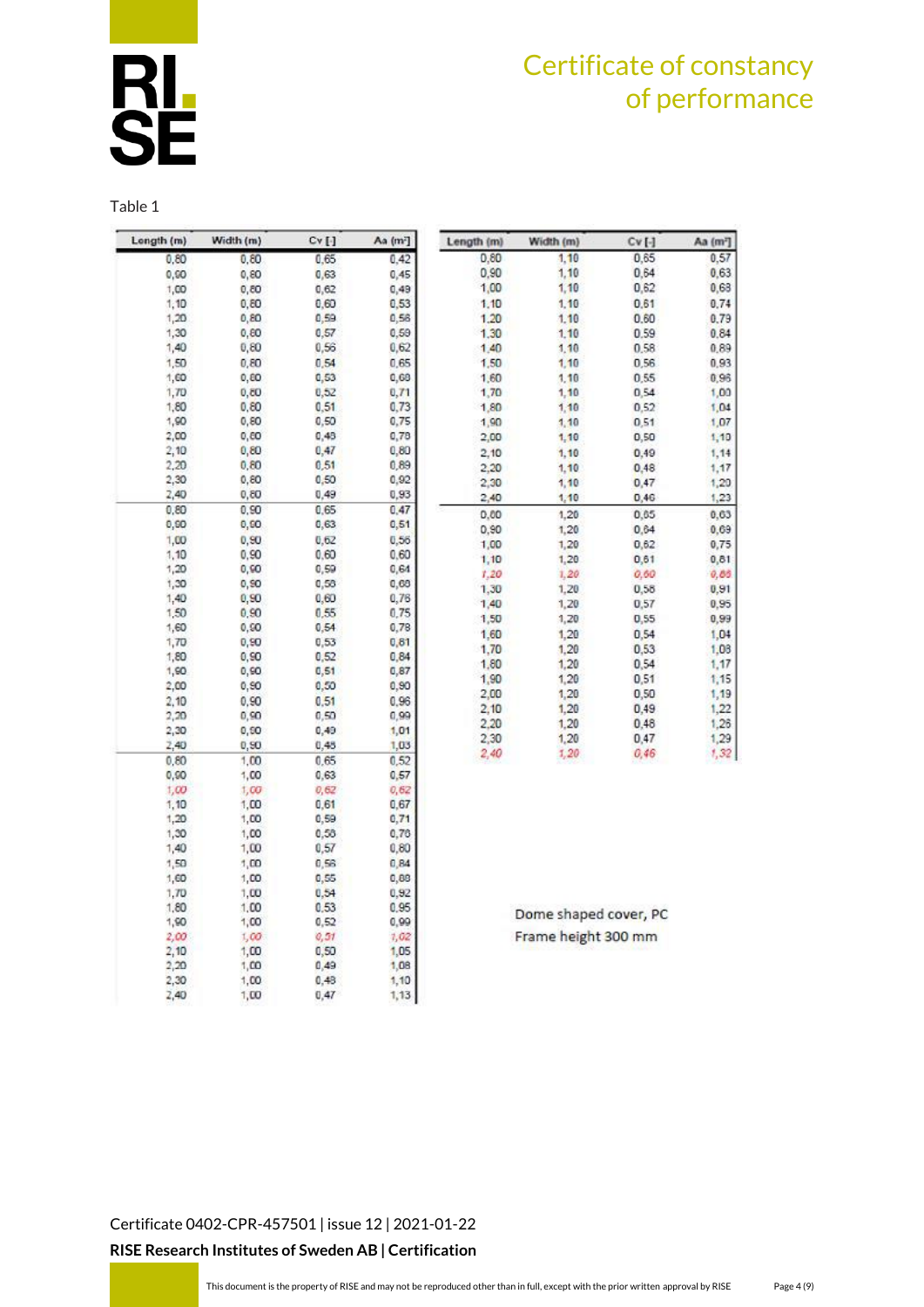# Certificate of constancy of performance

Table 1

| Length (m) | Width (m) | Cv [-] | Aa (m²) |
|---|---|---|---|
| 0,80 | 0,80 | 0,65 | 0,42 |
| 0,90 | 0,80 | 0,63 | 0,45 |
| 1,00 | 0,80 | 0,62 | 0,49 |
| 1,10 | 0,80 | 0,60 | 0,53 |
| 1,20 | 0,80 | 0,59 | 0,56 |
| 1,30 | 0,80 | 0,57 | 0,59 |
| 1,40 | 0,80 | 0,56 | 0,62 |
| 1,50 | 0,80 | 0,54 | 0,65 |
| 1,60 | 0,80 | 0,53 | 0,68 |
| 1,70 | 0,80 | 0,52 | 0,71 |
| 1,80 | 0,80 | 0,51 | 0,73 |
| 1,90 | 0,80 | 0,50 | 0,75 |
| 2,00 | 0,80 | 0,48 | 0,78 |
| 2,10 | 0,80 | 0,47 | 0,80 |
| 2,20 | 0,80 | 0,51 | 0,89 |
| 2,30 | 0,80 | 0,50 | 0,92 |
| 2,40 | 0,80 | 0,49 | 0,93 |
| 0,80 | 0,90 | 0,65 | 0,47 |
| 0,90 | 0,90 | 0,63 | 0,51 |
| 1,00 | 0,90 | 0,62 | 0,56 |
| 1,10 | 0,90 | 0,60 | 0,60 |
| 1,20 | 0,90 | 0,59 | 0,64 |
| 1,30 | 0,90 | 0,58 | 0,68 |
| 1,40 | 0,90 | 0,60 | 0,76 |
| 1,50 | 0,90 | 0,55 | 0,75 |
| 1,60 | 0,90 | 0,54 | 0,78 |
| 1,70 | 0,90 | 0,53 | 0,81 |
| 1,80 | 0,90 | 0,52 | 0,84 |
| 1,90 | 0,90 | 0,51 | 0,87 |
| 2,00 | 0,90 | 0,50 | 0,90 |
| 2,10 | 0,90 | 0,51 | 0,96 |
| 2,20 | 0,90 | 0,50 | 0,99 |
| 2,30 | 0,90 | 0,49 | 1,01 |
| 2,40 | 0,90 | 0,48 | 1,03 |
| 0,80 | 1,00 | 0,65 | 0,52 |
| 0,90 | 1,00 | 0,63 | 0,57 |
| 1,00 | 1,00 | 0,62 | 0,62 |
| 1,10 | 1,00 | 0,61 | 0,67 |
| 1,20 | 1,00 | 0,59 | 0,71 |
| 1,30 | 1,00 | 0,58 | 0,76 |
| 1,40 | 1,00 | 0,57 | 0,80 |
| 1,50 | 1,00 | 0,56 | 0,84 |
| 1,60 | 1,00 | 0,55 | 0,88 |
| 1,70 | 1,00 | 0,54 | 0,92 |
| 1,80 | 1,00 | 0,53 | 0,95 |
| 1,90 | 1,00 | 0,52 | 0,99 |
| 2,00 | 1,00 | 0,51 | 1,02 |
| 2,10 | 1,00 | 0,50 | 1,05 |
| 2,20 | 1,00 | 0,49 | 1,08 |
| 2,30 | 1,00 | 0,48 | 1,10 |
| 2,40 | 1,00 | 0,47 | 1,13 |

| Length (m) | Width (m) | Cv [-] | Aa (m²) |
|---|---|---|---|
| 0,80 | 1,10 | 0,65 | 0,57 |
| 0,90 | 1,10 | 0,64 | 0,63 |
| 1,00 | 1,10 | 0,62 | 0,68 |
| 1,10 | 1,10 | 0,61 | 0,74 |
| 1,20 | 1,10 | 0,60 | 0,79 |
| 1,30 | 1,10 | 0,59 | 0,84 |
| 1,40 | 1,10 | 0,58 | 0,89 |
| 1,50 | 1,10 | 0,56 | 0,93 |
| 1,60 | 1,10 | 0,55 | 0,96 |
| 1,70 | 1,10 | 0,54 | 1,00 |
| 1,80 | 1,10 | 0,52 | 1,04 |
| 1,90 | 1,10 | 0,51 | 1,07 |
| 2,00 | 1,10 | 0,50 | 1,10 |
| 2,10 | 1,10 | 0,49 | 1,14 |
| 2,20 | 1,10 | 0,48 | 1,17 |
| 2,30 | 1,10 | 0,47 | 1,20 |
| 2,40 | 1,10 | 0,46 | 1,23 |
| 0,80 | 1,20 | 0,65 | 0,63 |
| 0,90 | 1,20 | 0,64 | 0,69 |
| 1,00 | 1,20 | 0,62 | 0,75 |
| 1,10 | 1,20 | 0,61 | 0,81 |
| 1,20 | 1,20 | 0,60 | 0,86 |
| 1,30 | 1,20 | 0,58 | 0,91 |
| 1,40 | 1,20 | 0,57 | 0,95 |
| 1,50 | 1,20 | 0,55 | 0,99 |
| 1,60 | 1,20 | 0,54 | 1,04 |
| 1,70 | 1,20 | 0,53 | 1,08 |
| 1,80 | 1,20 | 0,54 | 1,17 |
| 1,90 | 1,20 | 0,51 | 1,15 |
| 2,00 | 1,20 | 0,50 | 1,19 |
| 2,10 | 1,20 | 0,49 | 1,22 |
| 2,20 | 1,20 | 0,48 | 1,26 |
| 2,30 | 1,20 | 0,47 | 1,29 |
| 2,40 | 1,20 | 0,46 | 1,32 |

Dome shaped cover, PC
Frame height 300 mm

Certificate 0402-CPR-457501 | issue 12 | 2021-01-22

**RISE Research Institutes of Sweden AB | Certification**

This document is the property of RISE and may not be reproduced other than in full, except with the prior written approval by RISE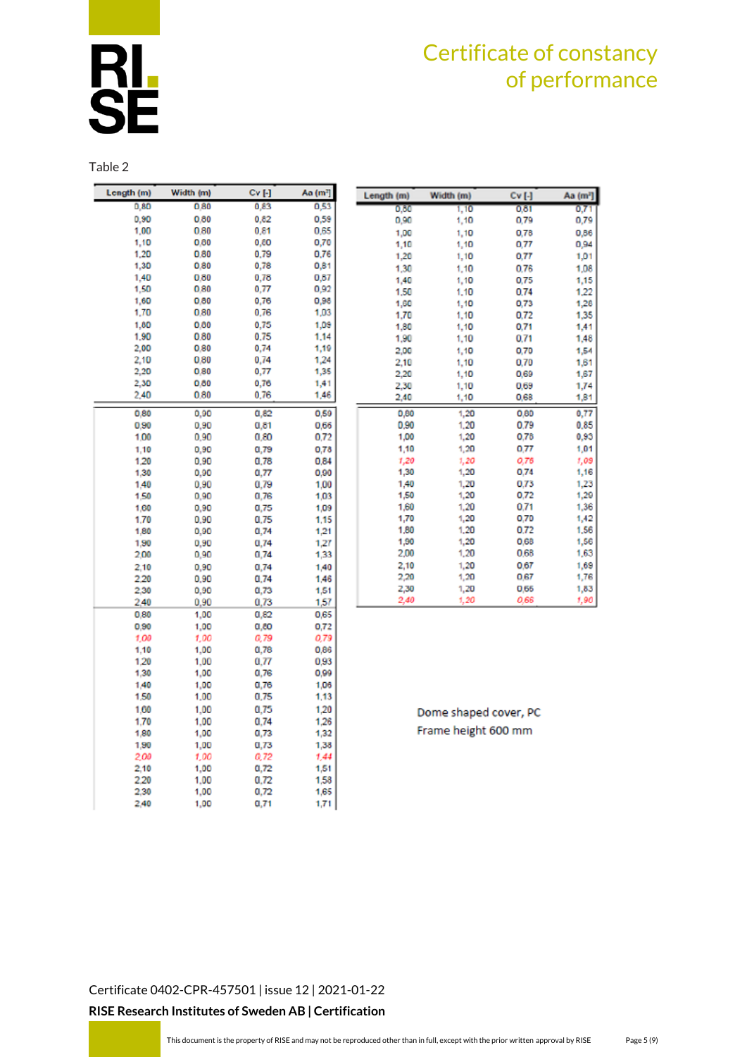# Certificate of constancy of performance

Table 2

| Length (m) | Width (m) | Cv [-] | Aa (m²) |
|---|---|---|---|
| 0,80 | 0,80 | 0,83 | 0,53 |
| 0,90 | 0,80 | 0,82 | 0,59 |
| 1,00 | 0,80 | 0,81 | 0,65 |
| 1,10 | 0,80 | 0,80 | 0,70 |
| 1,20 | 0,80 | 0,79 | 0,76 |
| 1,30 | 0,80 | 0,78 | 0,81 |
| 1,40 | 0,80 | 0,78 | 0,87 |
| 1,50 | 0,80 | 0,77 | 0,92 |
| 1,60 | 0,80 | 0,76 | 0,98 |
| 1,70 | 0,80 | 0,76 | 1,03 |
| 1,80 | 0,80 | 0,75 | 1,09 |
| 1,90 | 0,80 | 0,75 | 1,14 |
| 2,00 | 0,80 | 0,74 | 1,19 |
| 2,10 | 0,80 | 0,74 | 1,24 |
| 2,20 | 0,80 | 0,77 | 1,35 |
| 2,30 | 0,80 | 0,76 | 1,41 |
| 2,40 | 0,80 | 0,76 | 1,46 |
| 0,80 | 0,90 | 0,82 | 0,59 |
| 0,90 | 0,90 | 0,81 | 0,66 |
| 1,00 | 0,90 | 0,80 | 0,72 |
| 1,10 | 0,90 | 0,79 | 0,78 |
| 1,20 | 0,90 | 0,78 | 0,84 |
| 1,30 | 0,90 | 0,77 | 0,90 |
| 1,40 | 0,90 | 0,79 | 1,00 |
| 1,50 | 0,90 | 0,76 | 1,03 |
| 1,60 | 0,90 | 0,75 | 1,09 |
| 1,70 | 0,90 | 0,75 | 1,15 |
| 1,80 | 0,90 | 0,74 | 1,21 |
| 1,90 | 0,90 | 0,74 | 1,27 |
| 2,00 | 0,90 | 0,74 | 1,33 |
| 2,10 | 0,90 | 0,74 | 1,40 |
| 2,20 | 0,90 | 0,74 | 1,46 |
| 2,30 | 0,90 | 0,73 | 1,51 |
| 2,40 | 0,90 | 0,73 | 1,57 |
| 0,80 | 1,00 | 0,82 | 0,65 |
| 0,90 | 1,00 | 0,80 | 0,72 |
| *1,00* | *1,00* | *0,79* | *0,79* |
| 1,10 | 1,00 | 0,78 | 0,86 |
| 1,20 | 1,00 | 0,77 | 0,93 |
| 1,30 | 1,00 | 0,76 | 0,99 |
| 1,40 | 1,00 | 0,76 | 1,06 |
| 1,50 | 1,00 | 0,75 | 1,13 |
| 1,60 | 1,00 | 0,75 | 1,20 |
| 1,70 | 1,00 | 0,74 | 1,26 |
| 1,80 | 1,00 | 0,73 | 1,32 |
| 1,90 | 1,00 | 0,73 | 1,38 |
| *2,00* | *1,00* | *0,72* | *1,44* |
| 2,10 | 1,00 | 0,72 | 1,51 |
| 2,20 | 1,00 | 0,72 | 1,58 |
| 2,30 | 1,00 | 0,72 | 1,65 |
| 2,40 | 1,00 | 0,71 | 1,71 |

| Length (m) | Width (m) | Cv [-] | Aa (m²) |
|---|---|---|---|
| 0,80 | 1,10 | 0,81 | 0,71 |
| 0,90 | 1,10 | 0,79 | 0,79 |
| 1,00 | 1,10 | 0,78 | 0,86 |
| 1,10 | 1,10 | 0,77 | 0,94 |
| 1,20 | 1,10 | 0,77 | 1,01 |
| 1,30 | 1,10 | 0,76 | 1,08 |
| 1,40 | 1,10 | 0,75 | 1,15 |
| 1,50 | 1,10 | 0,74 | 1,22 |
| 1,60 | 1,10 | 0,73 | 1,28 |
| 1,70 | 1,10 | 0,72 | 1,35 |
| 1,80 | 1,10 | 0,71 | 1,41 |
| 1,90 | 1,10 | 0,71 | 1,48 |
| 2,00 | 1,10 | 0,70 | 1,54 |
| 2,10 | 1,10 | 0,70 | 1,61 |
| 2,20 | 1,10 | 0,69 | 1,67 |
| 2,30 | 1,10 | 0,69 | 1,74 |
| 2,40 | 1,10 | 0,68 | 1,81 |
| 0,80 | 1,20 | 0,80 | 0,77 |
| 0,90 | 1,20 | 0,79 | 0,85 |
| 1,00 | 1,20 | 0,78 | 0,93 |
| 1,10 | 1,20 | 0,77 | 1,01 |
| *1,20* | *1,20* | *0,76* | *1,09* |
| 1,30 | 1,20 | 0,74 | 1,16 |
| 1,40 | 1,20 | 0,73 | 1,23 |
| 1,50 | 1,20 | 0,72 | 1,29 |
| 1,60 | 1,20 | 0,71 | 1,36 |
| 1,70 | 1,20 | 0,70 | 1,42 |
| 1,80 | 1,20 | 0,72 | 1,56 |
| 1,90 | 1,20 | 0,68 | 1,56 |
| 2,00 | 1,20 | 0,68 | 1,63 |
| 2,10 | 1,20 | 0,67 | 1,69 |
| 2,20 | 1,20 | 0,67 | 1,76 |
| 2,30 | 1,20 | 0,66 | 1,83 |
| *2,40* | *1,20* | *0,66* | *1,90* |

Dome shaped cover, PC
Frame height 600 mm

Certificate 0402-CPR-457501 | issue 12 | 2021-01-22

**RISE Research Institutes of Sweden AB | Certification**

This document is the property of RISE and may not be reproduced other than in full, except with the prior written approval by RISE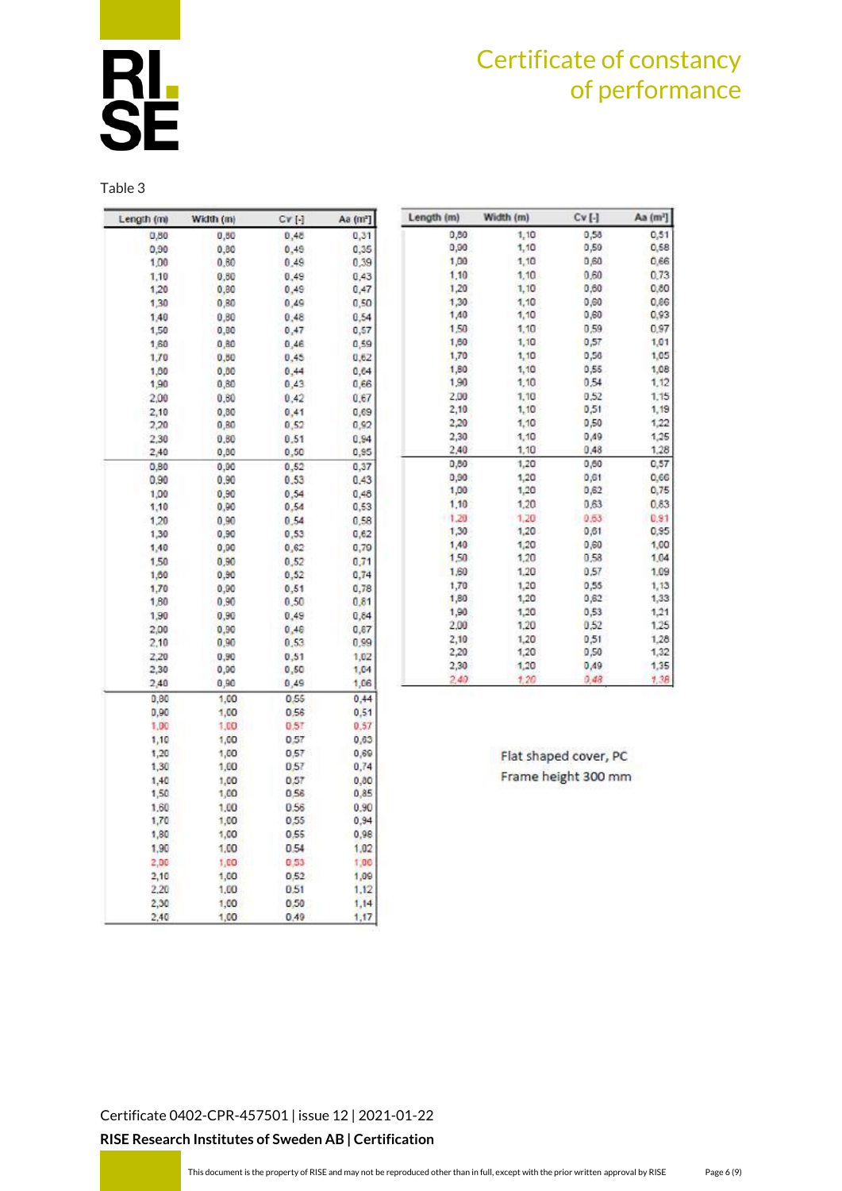# Certificate of constancy of performance

Table 3

| Length (m) | Width (m) | Cv [-] | Aa (m²) |
|---|---|---|---|
| 0,80 | 0,80 | 0,48 | 0,31 |
| 0,90 | 0,80 | 0,49 | 0,35 |
| 1,00 | 0,80 | 0,49 | 0,39 |
| 1,10 | 0,80 | 0,49 | 0,43 |
| 1,20 | 0,80 | 0,49 | 0,47 |
| 1,30 | 0,80 | 0,49 | 0,50 |
| 1,40 | 0,80 | 0,48 | 0,54 |
| 1,50 | 0,80 | 0,47 | 0,57 |
| 1,60 | 0,80 | 0,46 | 0,59 |
| 1,70 | 0,80 | 0,45 | 0,62 |
| 1,80 | 0,80 | 0,44 | 0,64 |
| 1,90 | 0,80 | 0,43 | 0,66 |
| 2,00 | 0,80 | 0,42 | 0,67 |
| 2,10 | 0,80 | 0,41 | 0,69 |
| 2,20 | 0,80 | 0,52 | 0,92 |
| 2,30 | 0,80 | 0,51 | 0,94 |
| 2,40 | 0,80 | 0,50 | 0,95 |
| 0,80 | 0,90 | 0,52 | 0,37 |
| 0,90 | 0,90 | 0,53 | 0,43 |
| 1,00 | 0,90 | 0,54 | 0,48 |
| 1,10 | 0,90 | 0,54 | 0,53 |
| 1,20 | 0,90 | 0,54 | 0,58 |
| 1,30 | 0,90 | 0,53 | 0,62 |
| 1,40 | 0,90 | 0,62 | 0,70 |
| 1,50 | 0,90 | 0,52 | 0,71 |
| 1,60 | 0,90 | 0,52 | 0,74 |
| 1,70 | 0,90 | 0,51 | 0,78 |
| 1,80 | 0,90 | 0,50 | 0,81 |
| 1,90 | 0,90 | 0,49 | 0,84 |
| 2,00 | 0,90 | 0,48 | 0,87 |
| 2,10 | 0,90 | 0,53 | 0,99 |
| 2,20 | 0,90 | 0,51 | 1,02 |
| 2,30 | 0,90 | 0,50 | 1,04 |
| 2,40 | 0,90 | 0,49 | 1,06 |
| 0,80 | 1,00 | 0,55 | 0,44 |
| 0,90 | 1,00 | 0,56 | 0,51 |
| 1,00 | 1,00 | 0,57 | 0,57 |
| 1,10 | 1,00 | 0,57 | 0,63 |
| 1,20 | 1,00 | 0,57 | 0,69 |
| 1,30 | 1,00 | 0,57 | 0,74 |
| 1,40 | 1,00 | 0,57 | 0,80 |
| 1,50 | 1,00 | 0,56 | 0,85 |
| 1,60 | 1,00 | 0,56 | 0,90 |
| 1,70 | 1,00 | 0,55 | 0,94 |
| 1,80 | 1,00 | 0,55 | 0,98 |
| 1,90 | 1,00 | 0,54 | 1,02 |
| 2,00 | 1,00 | 0,53 | 1,00 |
| 2,10 | 1,00 | 0,52 | 1,09 |
| 2,20 | 1,00 | 0,51 | 1,12 |
| 2,30 | 1,00 | 0,50 | 1,14 |
| 2,40 | 1,00 | 0,49 | 1,17 |

| Length (m) | Width (m) | Cv [-] | Aa (m²) |
|---|---|---|---|
| 0,80 | 1,10 | 0,58 | 0,51 |
| 0,90 | 1,10 | 0,59 | 0,58 |
| 1,00 | 1,10 | 0,60 | 0,66 |
| 1,10 | 1,10 | 0,60 | 0,73 |
| 1,20 | 1,10 | 0,60 | 0,80 |
| 1,30 | 1,10 | 0,60 | 0,86 |
| 1,40 | 1,10 | 0,60 | 0,93 |
| 1,50 | 1,10 | 0,59 | 0,97 |
| 1,60 | 1,10 | 0,57 | 1,01 |
| 1,70 | 1,10 | 0,56 | 1,05 |
| 1,80 | 1,10 | 0,55 | 1,08 |
| 1,90 | 1,10 | 0,54 | 1,12 |
| 2,00 | 1,10 | 0,52 | 1,15 |
| 2,10 | 1,10 | 0,51 | 1,19 |
| 2,20 | 1,10 | 0,50 | 1,22 |
| 2,30 | 1,10 | 0,49 | 1,25 |
| 2,40 | 1,10 | 0,48 | 1,28 |
| 0,80 | 1,20 | 0,60 | 0,57 |
| 0,90 | 1,20 | 0,61 | 0,66 |
| 1,00 | 1,20 | 0,62 | 0,75 |
| 1,10 | 1,20 | 0,63 | 0,83 |
| 1,20 | 1,20 | 0,63 | 0,91 |
| 1,30 | 1,20 | 0,61 | 0,95 |
| 1,40 | 1,20 | 0,60 | 1,00 |
| 1,50 | 1,20 | 0,58 | 1,04 |
| 1,60 | 1,20 | 0,57 | 1,09 |
| 1,70 | 1,20 | 0,55 | 1,13 |
| 1,80 | 1,20 | 0,62 | 1,33 |
| 1,90 | 1,20 | 0,53 | 1,21 |
| 2,00 | 1,20 | 0,52 | 1,25 |
| 2,10 | 1,20 | 0,51 | 1,28 |
| 2,20 | 1,20 | 0,50 | 1,32 |
| 2,30 | 1,20 | 0,49 | 1,35 |
| 2,40 | 1,20 | 0,48 | 1,38 |

Flat shaped cover, PC
Frame height 300 mm

Certificate 0402-CPR-457501 | issue 12 | 2021-01-22

**RISE Research Institutes of Sweden AB | Certification**

This document is the property of RISE and may not be reproduced other than in full, except with the prior written approval by RISE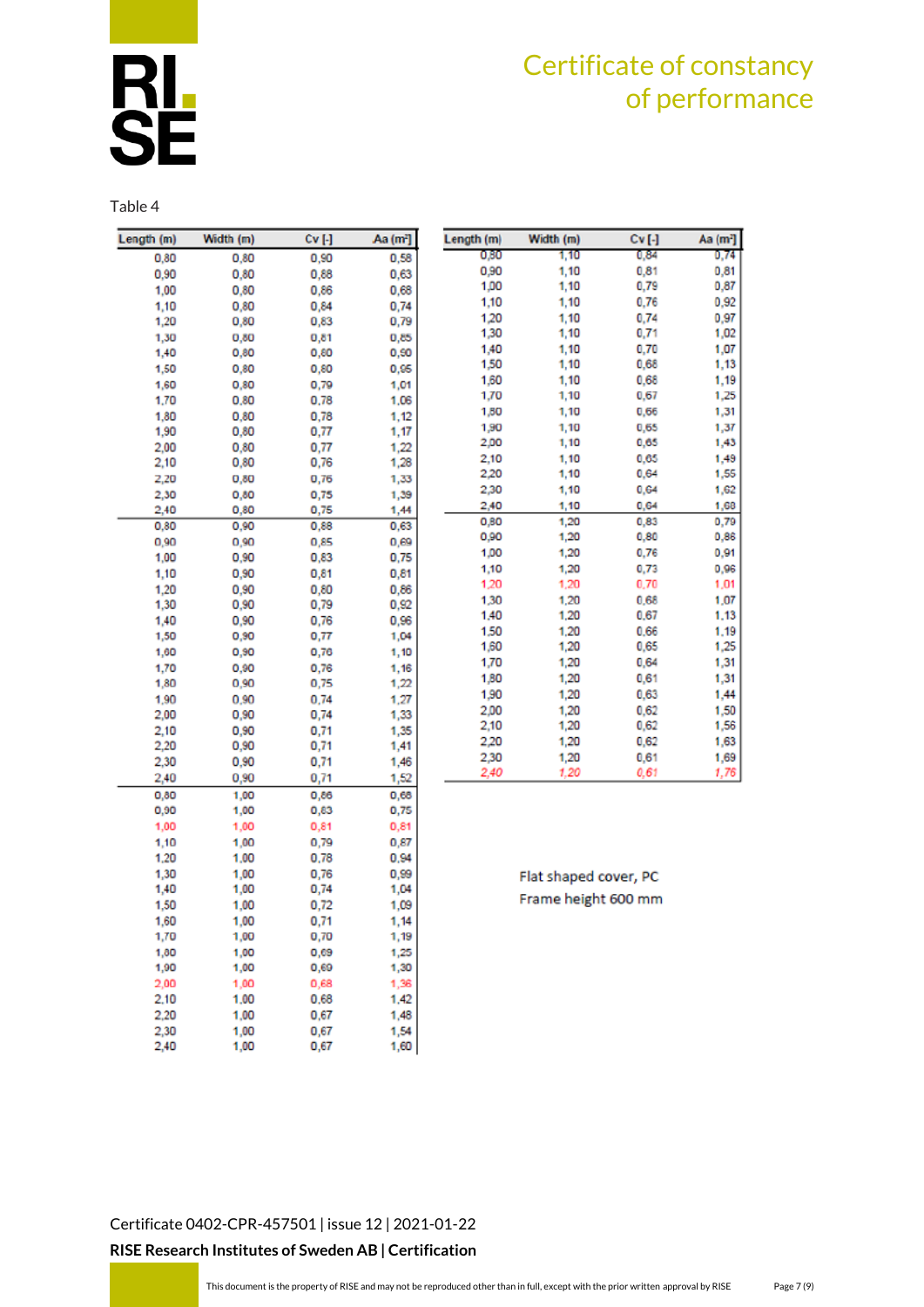# Certificate of constancy of performance

Table 4

| Length (m) | Width (m) | Cv [-] | Aa (m²) |
|---|---|---|---|
| 0,80 | 0,80 | 0,90 | 0,58 |
| 0,90 | 0,80 | 0,88 | 0,63 |
| 1,00 | 0,80 | 0,86 | 0,68 |
| 1,10 | 0,80 | 0,84 | 0,74 |
| 1,20 | 0,80 | 0,83 | 0,79 |
| 1,30 | 0,80 | 0,81 | 0,85 |
| 1,40 | 0,80 | 0,80 | 0,90 |
| 1,50 | 0,80 | 0,80 | 0,95 |
| 1,60 | 0,80 | 0,79 | 1,01 |
| 1,70 | 0,80 | 0,78 | 1,06 |
| 1,80 | 0,80 | 0,78 | 1,12 |
| 1,90 | 0,80 | 0,77 | 1,17 |
| 2,00 | 0,80 | 0,77 | 1,22 |
| 2,10 | 0,80 | 0,76 | 1,28 |
| 2,20 | 0,80 | 0,76 | 1,33 |
| 2,30 | 0,80 | 0,75 | 1,39 |
| 2,40 | 0,80 | 0,75 | 1,44 |
| 0,80 | 0,90 | 0,88 | 0,63 |
| 0,90 | 0,90 | 0,85 | 0,69 |
| 1,00 | 0,90 | 0,83 | 0,75 |
| 1,10 | 0,90 | 0,81 | 0,81 |
| 1,20 | 0,90 | 0,80 | 0,86 |
| 1,30 | 0,90 | 0,79 | 0,92 |
| 1,40 | 0,90 | 0,76 | 0,96 |
| 1,50 | 0,90 | 0,77 | 1,04 |
| 1,60 | 0,90 | 0,76 | 1,10 |
| 1,70 | 0,90 | 0,76 | 1,16 |
| 1,80 | 0,90 | 0,75 | 1,22 |
| 1,90 | 0,90 | 0,74 | 1,27 |
| 2,00 | 0,90 | 0,74 | 1,33 |
| 2,10 | 0,90 | 0,71 | 1,35 |
| 2,20 | 0,90 | 0,71 | 1,41 |
| 2,30 | 0,90 | 0,71 | 1,46 |
| 2,40 | 0,90 | 0,71 | 1,52 |
| 0,80 | 1,00 | 0,86 | 0,68 |
| 0,90 | 1,00 | 0,83 | 0,75 |
| 1,00 | 1,00 | 0,81 | 0,81 |
| 1,10 | 1,00 | 0,79 | 0,87 |
| 1,20 | 1,00 | 0,78 | 0,94 |
| 1,30 | 1,00 | 0,76 | 0,99 |
| 1,40 | 1,00 | 0,74 | 1,04 |
| 1,50 | 1,00 | 0,72 | 1,09 |
| 1,60 | 1,00 | 0,71 | 1,14 |
| 1,70 | 1,00 | 0,70 | 1,19 |
| 1,80 | 1,00 | 0,69 | 1,25 |
| 1,90 | 1,00 | 0,69 | 1,30 |
| 2,00 | 1,00 | 0,68 | 1,36 |
| 2,10 | 1,00 | 0,68 | 1,42 |
| 2,20 | 1,00 | 0,67 | 1,48 |
| 2,30 | 1,00 | 0,67 | 1,54 |
| 2,40 | 1,00 | 0,67 | 1,60 |
| 0,80 | 1,10 | 0,84 | 0,74 |
| 0,90 | 1,10 | 0,81 | 0,81 |
| 1,00 | 1,10 | 0,79 | 0,87 |
| 1,10 | 1,10 | 0,76 | 0,92 |
| 1,20 | 1,10 | 0,74 | 0,97 |
| 1,30 | 1,10 | 0,71 | 1,02 |
| 1,40 | 1,10 | 0,70 | 1,07 |
| 1,50 | 1,10 | 0,68 | 1,13 |
| 1,60 | 1,10 | 0,68 | 1,19 |
| 1,70 | 1,10 | 0,67 | 1,25 |
| 1,80 | 1,10 | 0,66 | 1,31 |
| 1,90 | 1,10 | 0,65 | 1,37 |
| 2,00 | 1,10 | 0,65 | 1,43 |
| 2,10 | 1,10 | 0,65 | 1,49 |
| 2,20 | 1,10 | 0,64 | 1,55 |
| 2,30 | 1,10 | 0,64 | 1,62 |
| 2,40 | 1,10 | 0,64 | 1,68 |
| 0,80 | 1,20 | 0,83 | 0,79 |
| 0,90 | 1,20 | 0,80 | 0,86 |
| 1,00 | 1,20 | 0,76 | 0,91 |
| 1,10 | 1,20 | 0,73 | 0,96 |
| 1,20 | 1,20 | 0,70 | 1,01 |
| 1,30 | 1,20 | 0,68 | 1,07 |
| 1,40 | 1,20 | 0,67 | 1,13 |
| 1,50 | 1,20 | 0,66 | 1,19 |
| 1,60 | 1,20 | 0,65 | 1,25 |
| 1,70 | 1,20 | 0,64 | 1,31 |
| 1,80 | 1,20 | 0,61 | 1,31 |
| 1,90 | 1,20 | 0,63 | 1,44 |
| 2,00 | 1,20 | 0,62 | 1,50 |
| 2,10 | 1,20 | 0,62 | 1,56 |
| 2,20 | 1,20 | 0,62 | 1,63 |
| 2,30 | 1,20 | 0,61 | 1,69 |
| 2,40 | 1,20 | 0,61 | 1,76 |

Flat shaped cover, PC
Frame height 600 mm

Certificate 0402-CPR-457501 | issue 12 | 2021-01-22

**RISE Research Institutes of Sweden AB | Certification**

This document is the property of RISE and may not be reproduced other than in full, except with the prior written approval by RISE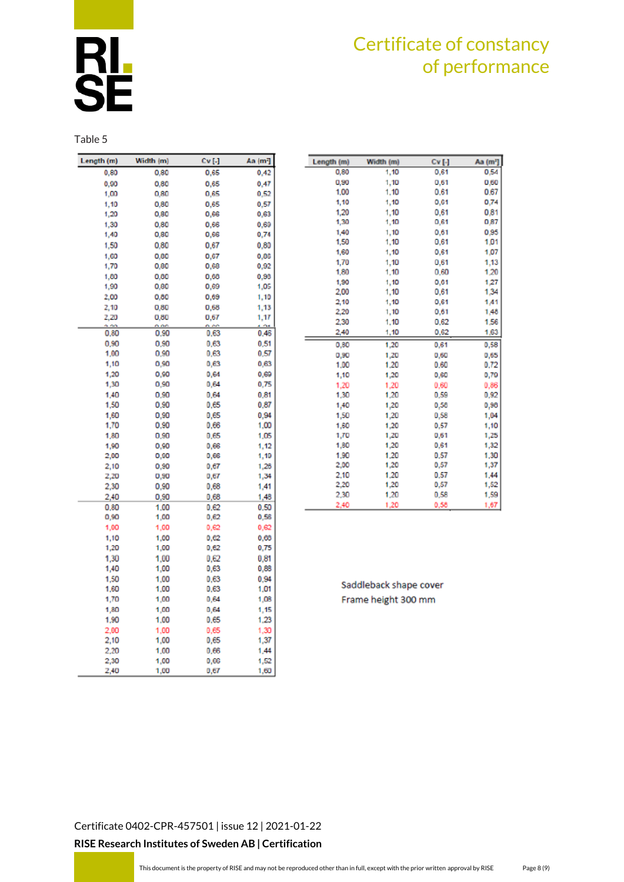# Certificate of constancy of performance

Table 5

| Length (m) | Width (m) | Cv [-] | Aa (m²) |
|---|---|---|---|
| 0,80 | 0,80 | 0,65 | 0,42 |
| 0,90 | 0,80 | 0,65 | 0,47 |
| 1,00 | 0,80 | 0,65 | 0,52 |
| 1,10 | 0,80 | 0,65 | 0,57 |
| 1,20 | 0,80 | 0,66 | 0,63 |
| 1,30 | 0,80 | 0,66 | 0,69 |
| 1,40 | 0,80 | 0,66 | 0,74 |
| 1,50 | 0,80 | 0,67 | 0,80 |
| 1,60 | 0,80 | 0,67 | 0,86 |
| 1,70 | 0,80 | 0,68 | 0,92 |
| 1,80 | 0,80 | 0,68 | 0,98 |
| 1,90 | 0,80 | 0,69 | 1,05 |
| 2,00 | 0,80 | 0,69 | 1,10 |
| 2,10 | 0,80 | 0,68 | 1,13 |
| 2,20 | 0,80 | 0,67 | 1,17 |
| 0,80 | 0,90 | 0,63 | 0,45 |
| 0,90 | 0,90 | 0,63 | 0,51 |
| 1,00 | 0,90 | 0,63 | 0,57 |
| 1,10 | 0,90 | 0,63 | 0,63 |
| 1,20 | 0,90 | 0,64 | 0,69 |
| 1,30 | 0,90 | 0,64 | 0,75 |
| 1,40 | 0,90 | 0,64 | 0,81 |
| 1,50 | 0,90 | 0,65 | 0,87 |
| 1,60 | 0,90 | 0,65 | 0,94 |
| 1,70 | 0,90 | 0,66 | 1,00 |
| 1,80 | 0,90 | 0,65 | 1,05 |
| 1,90 | 0,90 | 0,66 | 1,12 |
| 2,00 | 0,90 | 0,66 | 1,19 |
| 2,10 | 0,90 | 0,67 | 1,26 |
| 2,20 | 0,90 | 0,67 | 1,34 |
| 2,30 | 0,90 | 0,68 | 1,41 |
| 2,40 | 0,90 | 0,68 | 1,48 |
| 0,80 | 1,00 | 0,62 | 0,50 |
| 0,90 | 1,00 | 0,62 | 0,56 |
| 1,00 | 1,00 | 0,62 | 0,62 |
| 1,10 | 1,00 | 0,62 | 0,68 |
| 1,20 | 1,00 | 0,62 | 0,75 |
| 1,30 | 1,00 | 0,62 | 0,81 |
| 1,40 | 1,00 | 0,63 | 0,88 |
| 1,50 | 1,00 | 0,63 | 0,94 |
| 1,60 | 1,00 | 0,63 | 1,01 |
| 1,70 | 1,00 | 0,64 | 1,08 |
| 1,80 | 1,00 | 0,64 | 1,15 |
| 1,90 | 1,00 | 0,65 | 1,23 |
| 2,00 | 1,00 | 0,65 | 1,30 |
| 2,10 | 1,00 | 0,65 | 1,37 |
| 2,20 | 1,00 | 0,66 | 1,44 |
| 2,30 | 1,00 | 0,66 | 1,52 |
| 2,40 | 1,00 | 0,67 | 1,60 |
| 0,80 | 1,10 | 0,61 | 0,54 |
| 0,90 | 1,10 | 0,61 | 0,60 |
| 1,00 | 1,10 | 0,61 | 0,67 |
| 1,10 | 1,10 | 0,61 | 0,74 |
| 1,20 | 1,10 | 0,61 | 0,81 |
| 1,30 | 1,10 | 0,61 | 0,87 |
| 1,40 | 1,10 | 0,61 | 0,95 |
| 1,50 | 1,10 | 0,61 | 1,01 |
| 1,60 | 1,10 | 0,61 | 1,07 |
| 1,70 | 1,10 | 0,61 | 1,13 |
| 1,80 | 1,10 | 0,60 | 1,20 |
| 1,90 | 1,10 | 0,61 | 1,27 |
| 2,00 | 1,10 | 0,61 | 1,34 |
| 2,10 | 1,10 | 0,61 | 1,41 |
| 2,20 | 1,10 | 0,61 | 1,48 |
| 2,30 | 1,10 | 0,62 | 1,56 |
| 2,40 | 1,10 | 0,62 | 1,63 |
| 0,80 | 1,20 | 0,61 | 0,58 |
| 0,90 | 1,20 | 0,60 | 0,65 |
| 1,00 | 1,20 | 0,60 | 0,72 |
| 1,10 | 1,20 | 0,60 | 0,79 |
| 1,20 | 1,20 | 0,60 | 0,86 |
| 1,30 | 1,20 | 0,59 | 0,92 |
| 1,40 | 1,20 | 0,58 | 0,98 |
| 1,50 | 1,20 | 0,58 | 1,04 |
| 1,60 | 1,20 | 0,57 | 1,10 |
| 1,70 | 1,20 | 0,61 | 1,25 |
| 1,80 | 1,20 | 0,61 | 1,32 |
| 1,90 | 1,20 | 0,57 | 1,30 |
| 2,00 | 1,20 | 0,57 | 1,37 |
| 2,10 | 1,20 | 0,57 | 1,44 |
| 2,20 | 1,20 | 0,57 | 1,52 |
| 2,30 | 1,20 | 0,58 | 1,59 |
| 2,40 | 1,20 | 0,58 | 1,67 |

Saddleback shape cover
Frame height 300 mm

Certificate 0402-CPR-457501 | issue 12 | 2021-01-22

**RISE Research Institutes of Sweden AB | Certification**

This document is the property of RISE and may not be reproduced other than in full, except with the prior written approval by RISE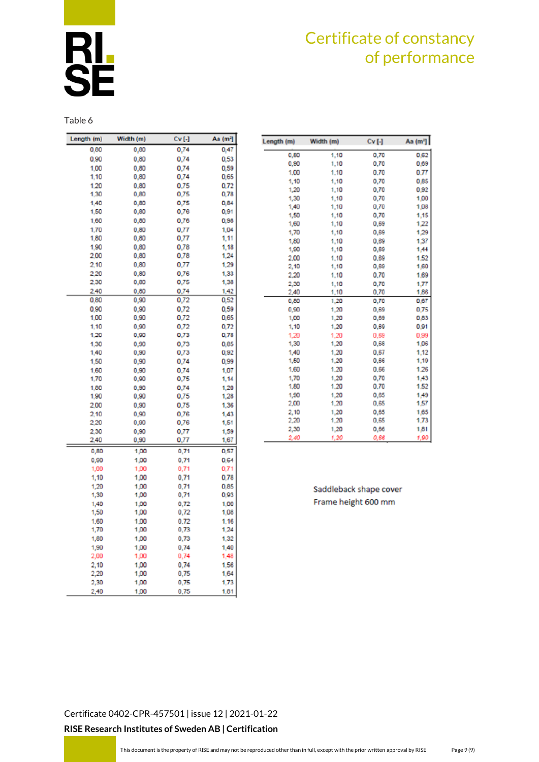# Certificate of constancy of performance

Table 6

| Length (m) | Width (m) | Cv [-] | Aa (m²) |
|---|---|---|---|
| 0,80 | 0,80 | 0,74 | 0,47 |
| 0,90 | 0,80 | 0,74 | 0,53 |
| 1,00 | 0,80 | 0,74 | 0,59 |
| 1,10 | 0,80 | 0,74 | 0,65 |
| 1,20 | 0,80 | 0,75 | 0,72 |
| 1,30 | 0,80 | 0,75 | 0,78 |
| 1,40 | 0,80 | 0,75 | 0,84 |
| 1,50 | 0,80 | 0,76 | 0,91 |
| 1,60 | 0,80 | 0,76 | 0,98 |
| 1,70 | 0,80 | 0,77 | 1,04 |
| 1,80 | 0,80 | 0,77 | 1,11 |
| 1,90 | 0,80 | 0,78 | 1,18 |
| 2,00 | 0,80 | 0,78 | 1,24 |
| 2,10 | 0,80 | 0,77 | 1,29 |
| 2,20 | 0,80 | 0,76 | 1,33 |
| 2,30 | 0,80 | 0,75 | 1,38 |
| 2,40 | 0,80 | 0,74 | 1,42 |
| 0,80 | 0,90 | 0,72 | 0,52 |
| 0,90 | 0,90 | 0,72 | 0,59 |
| 1,00 | 0,90 | 0,72 | 0,65 |
| 1,10 | 0,90 | 0,72 | 0,72 |
| 1,20 | 0,90 | 0,73 | 0,78 |
| 1,30 | 0,90 | 0,73 | 0,85 |
| 1,40 | 0,90 | 0,73 | 0,92 |
| 1,50 | 0,90 | 0,74 | 0,99 |
| 1,60 | 0,90 | 0,74 | 1,07 |
| 1,70 | 0,90 | 0,75 | 1,14 |
| 1,80 | 0,90 | 0,74 | 1,20 |
| 1,90 | 0,90 | 0,75 | 1,28 |
| 2,00 | 0,90 | 0,75 | 1,36 |
| 2,10 | 0,90 | 0,76 | 1,43 |
| 2,20 | 0,90 | 0,76 | 1,51 |
| 2,30 | 0,90 | 0,77 | 1,59 |
| 2,40 | 0,90 | 0,77 | 1,67 |
| 0,80 | 1,00 | 0,71 | 0,57 |
| 0,90 | 1,00 | 0,71 | 0,64 |
| 1,00 | 1,00 | 0,71 | 0,71 |
| 1,10 | 1,00 | 0,71 | 0,78 |
| 1,20 | 1,00 | 0,71 | 0,85 |
| 1,30 | 1,00 | 0,71 | 0,93 |
| 1,40 | 1,00 | 0,72 | 1,00 |
| 1,50 | 1,00 | 0,72 | 1,08 |
| 1,60 | 1,00 | 0,72 | 1,16 |
| 1,70 | 1,00 | 0,73 | 1,24 |
| 1,80 | 1,00 | 0,73 | 1,32 |
| 1,90 | 1,00 | 0,74 | 1,40 |
| 2,00 | 1,00 | 0,74 | 1,48 |
| 2,10 | 1,00 | 0,74 | 1,56 |
| 2,20 | 1,00 | 0,75 | 1,64 |
| 2,30 | 1,00 | 0,75 | 1,73 |
| 2,40 | 1,00 | 0,75 | 1,81 |

| Length (m) | Width (m) | Cv [-] | Aa (m²) |
|---|---|---|---|
| 0,80 | 1,10 | 0,70 | 0,62 |
| 0,90 | 1,10 | 0,70 | 0,69 |
| 1,00 | 1,10 | 0,70 | 0,77 |
| 1,10 | 1,10 | 0,70 | 0,85 |
| 1,20 | 1,10 | 0,70 | 0,92 |
| 1,30 | 1,10 | 0,70 | 1,00 |
| 1,40 | 1,10 | 0,70 | 1,08 |
| 1,50 | 1,10 | 0,70 | 1,15 |
| 1,60 | 1,10 | 0,69 | 1,22 |
| 1,70 | 1,10 | 0,69 | 1,29 |
| 1,80 | 1,10 | 0,69 | 1,37 |
| 1,90 | 1,10 | 0,69 | 1,44 |
| 2,00 | 1,10 | 0,69 | 1,52 |
| 2,10 | 1,10 | 0,69 | 1,60 |
| 2,20 | 1,10 | 0,70 | 1,69 |
| 2,30 | 1,10 | 0,70 | 1,77 |
| 2,40 | 1,10 | 0,70 | 1,86 |
| 0,80 | 1,20 | 0,70 | 0,67 |
| 0,90 | 1,20 | 0,69 | 0,75 |
| 1,00 | 1,20 | 0,69 | 0,83 |
| 1,10 | 1,20 | 0,69 | 0,91 |
| 1,20 | 1,20 | 0,69 | 0,99 |
| 1,30 | 1,20 | 0,68 | 1,06 |
| 1,40 | 1,20 | 0,67 | 1,12 |
| 1,50 | 1,20 | 0,66 | 1,19 |
| 1,60 | 1,20 | 0,66 | 1,26 |
| 1,70 | 1,20 | 0,70 | 1,43 |
| 1,80 | 1,20 | 0,70 | 1,52 |
| 1,90 | 1,20 | 0,65 | 1,49 |
| 2,00 | 1,20 | 0,65 | 1,57 |
| 2,10 | 1,20 | 0,65 | 1,65 |
| 2,20 | 1,20 | 0,65 | 1,73 |
| 2,30 | 1,20 | 0,66 | 1,81 |
| 2,40 | 1,20 | 0,66 | 1,90 |

Saddleback shape cover
Frame height 600 mm

Certificate 0402-CPR-457501 | issue 12 | 2021-01-22

**RISE Research Institutes of Sweden AB | Certification**

This document is the property of RISE and may not be reproduced other than in full, except with the prior written approval by RISE